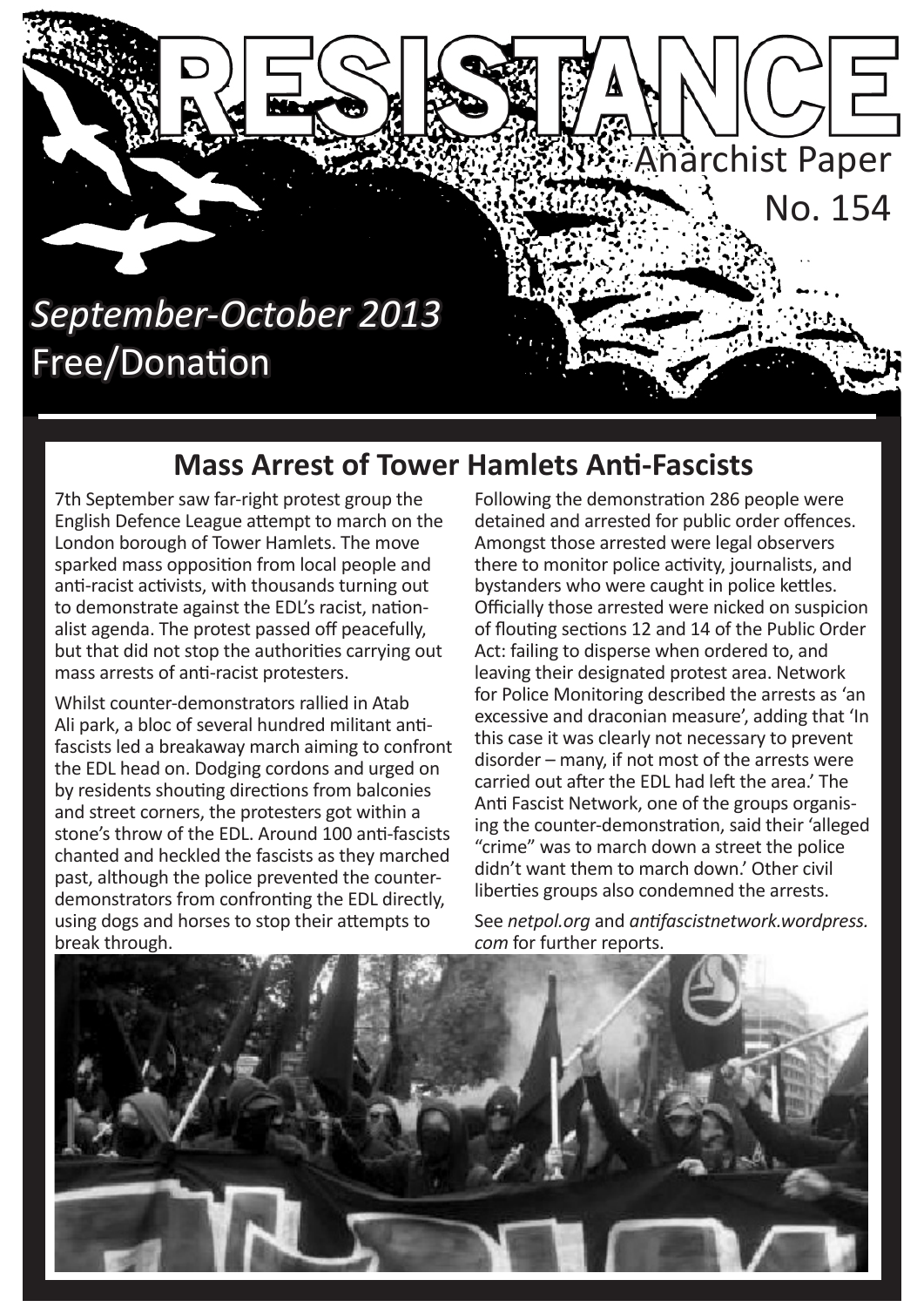# RESISTANCE

Anarchist Paper

No. 154

*September-October 2013*

Free/Donation

## Mass Arrest of Tower Hamlets Anti-Fascists

7th September saw far-right protest group the English Defence League attempt to march on the London borough of Tower Hamlets. The move sparked mass opposition from local people and anti-racist activists, with thousands turning out to demonstrate against the EDL's racist, nationalist agenda. The protest passed off peacefully, but that did not stop the authorities carrying out mass arrests of anti-racist protesters.

Whilst counter-demonstrators rallied in Atab Ali park, a bloc of several hundred militant anti-fascists led a breakaway march aiming to confront the EDL head on. Dodging cordons and urged on by residents shouting directions from balconies and street corners, the protesters got within a stone's throw of the EDL. Around 100 anti-fascists chanted and heckled the fascists as they marched past, although the police prevented the counter-demonstrators from confronting the EDL directly, using dogs and horses to stop their attempts to break through.

Following the demonstration 286 people were detained and arrested for public order offences. Amongst those arrested were legal observers there to monitor police activity, journalists, and bystanders who were caught in police kettles. Officially those arrested were nicked on suspicion of flouting sections 12 and 14 of the Public Order Act: failing to disperse when ordered to, and leaving their designated protest area. Network for Police Monitoring described the arrests as 'an excessive and draconian measure', adding that 'In this case it was clearly not necessary to prevent disorder – many, if not most of the arrests were carried out after the EDL had left the area.' The Anti Fascist Network, one of the groups organising the counter-demonstration, said their 'alleged "crime" was to march down a street the police didn't want them to march down.' Other civil liberties groups also condemned the arrests.

See *netpol.org* and *antifascistnetwork.wordpress.com* for further reports.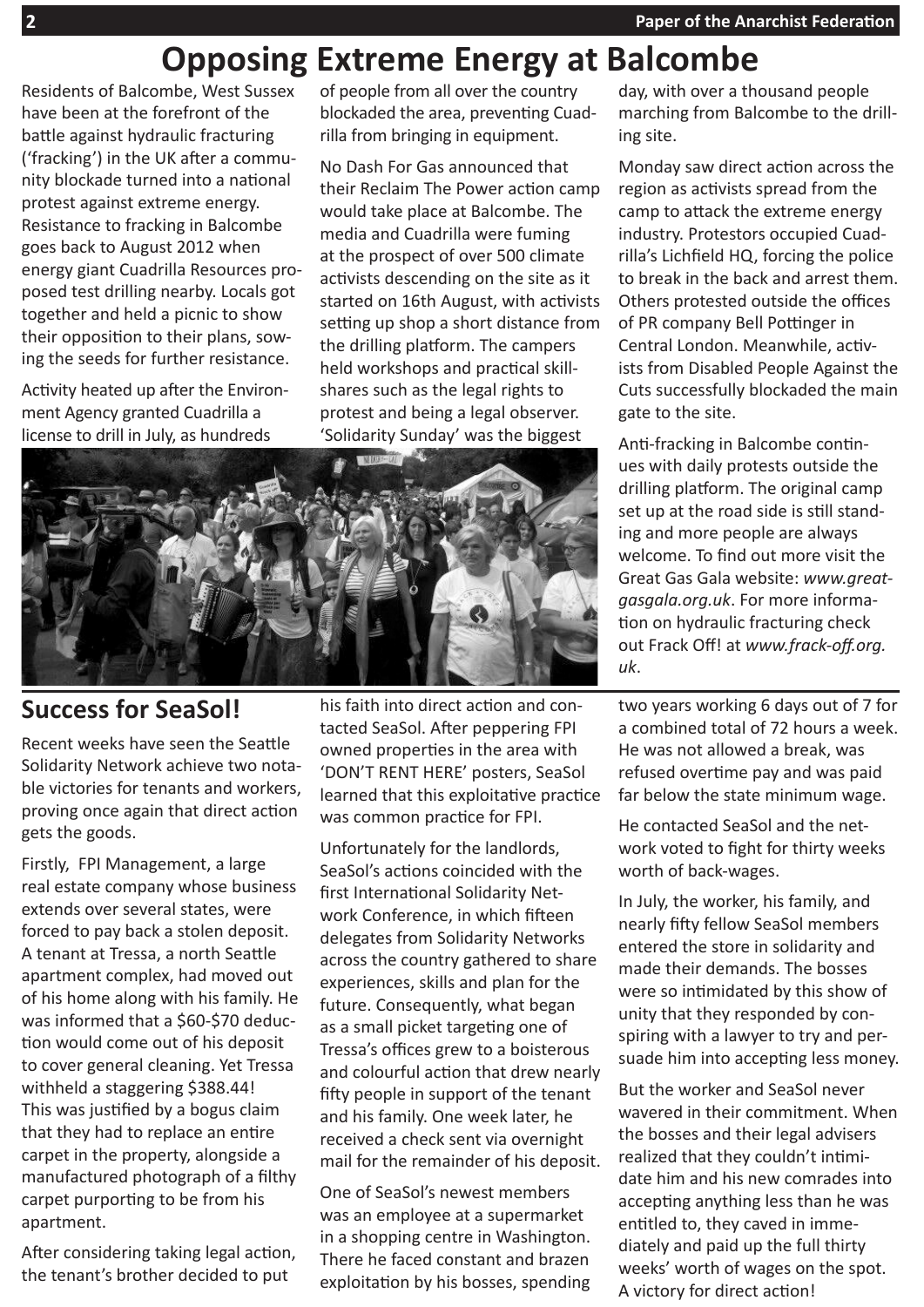# Opposing Extreme Energy at Balcombe

Residents of Balcombe, West Sussex have been at the forefront of the battle against hydraulic fracturing ('fracking') in the UK after a community blockade turned into a national protest against extreme energy. Resistance to fracking in Balcombe goes back to August 2012 when energy giant Cuadrilla Resources proposed test drilling nearby. Locals got together and held a picnic to show their opposition to their plans, sowing the seeds for further resistance.

Activity heated up after the Environment Agency granted Cuadrilla a license to drill in July, as hundreds of people from all over the country blockaded the area, preventing Cuadrilla from bringing in equipment.

No Dash For Gas announced that their Reclaim The Power action camp would take place at Balcombe. The media and Cuadrilla were fuming at the prospect of over 500 climate activists descending on the site as it started on 16th August, with activists setting up shop a short distance from the drilling platform. The campers held workshops and practical skill-shares such as the legal rights to protest and being a legal observer. 'Solidarity Sunday' was the biggest day, with over a thousand people marching from Balcombe to the drilling site.

Monday saw direct action across the region as activists spread from the camp to attack the extreme energy industry. Protestors occupied Cuadrilla's Lichfield HQ, forcing the police to break in the back and arrest them. Others protested outside the offices of PR company Bell Pottinger in Central London. Meanwhile, activists from Disabled People Against the Cuts successfully blockaded the main gate to the site.

Anti-fracking in Balcombe continues with daily protests outside the drilling platform. The original camp set up at the road side is still standing and more people are always welcome. To find out more visit the Great Gas Gala website: *www.greatgasgala.org.uk*. For more information on hydraulic fracturing check out Frack Off! at *www.frack-off.org.uk*.

## Success for SeaSol!

Recent weeks have seen the Seattle Solidarity Network achieve two notable victories for tenants and workers, proving once again that direct action gets the goods.

Firstly, FPI Management, a large real estate company whose business extends over several states, were forced to pay back a stolen deposit. A tenant at Tressa, a north Seattle apartment complex, had moved out of his home along with his family. He was informed that a $60-$70 deduction would come out of his deposit to cover general cleaning. Yet Tressa withheld a staggering $388.44! This was justified by a bogus claim that they had to replace an entire carpet in the property, alongside a manufactured photograph of a filthy carpet purporting to be from his apartment.

After considering taking legal action, the tenant's brother decided to put his faith into direct action and contacted SeaSol. After peppering FPI owned properties in the area with 'DON'T RENT HERE' posters, SeaSol learned that this exploitative practice was common practice for FPI.

Unfortunately for the landlords, SeaSol's actions coincided with the first International Solidarity Network Conference, in which fifteen delegates from Solidarity Networks across the country gathered to share experiences, skills and plan for the future. Consequently, what began as a small picket targeting one of Tressa's offices grew to a boisterous and colourful action that drew nearly fifty people in support of the tenant and his family. One week later, he received a check sent via overnight mail for the remainder of his deposit.

One of SeaSol's newest members was an employee at a supermarket in a shopping centre in Washington. There he faced constant and brazen exploitation by his bosses, spending two years working 6 days out of 7 for a combined total of 72 hours a week. He was not allowed a break, was refused overtime pay and was paid far below the state minimum wage.

He contacted SeaSol and the network voted to fight for thirty weeks worth of back-wages.

In July, the worker, his family, and nearly fifty fellow SeaSol members entered the store in solidarity and made their demands. The bosses were so intimidated by this show of unity that they responded by conspiring with a lawyer to try and persuade him into accepting less money.

But the worker and SeaSol never wavered in their commitment. When the bosses and their legal advisers realized that they couldn't intimidate him and his new comrades into accepting anything less than he was entitled to, they caved in immediately and paid up the full thirty weeks' worth of wages on the spot. A victory for direct action!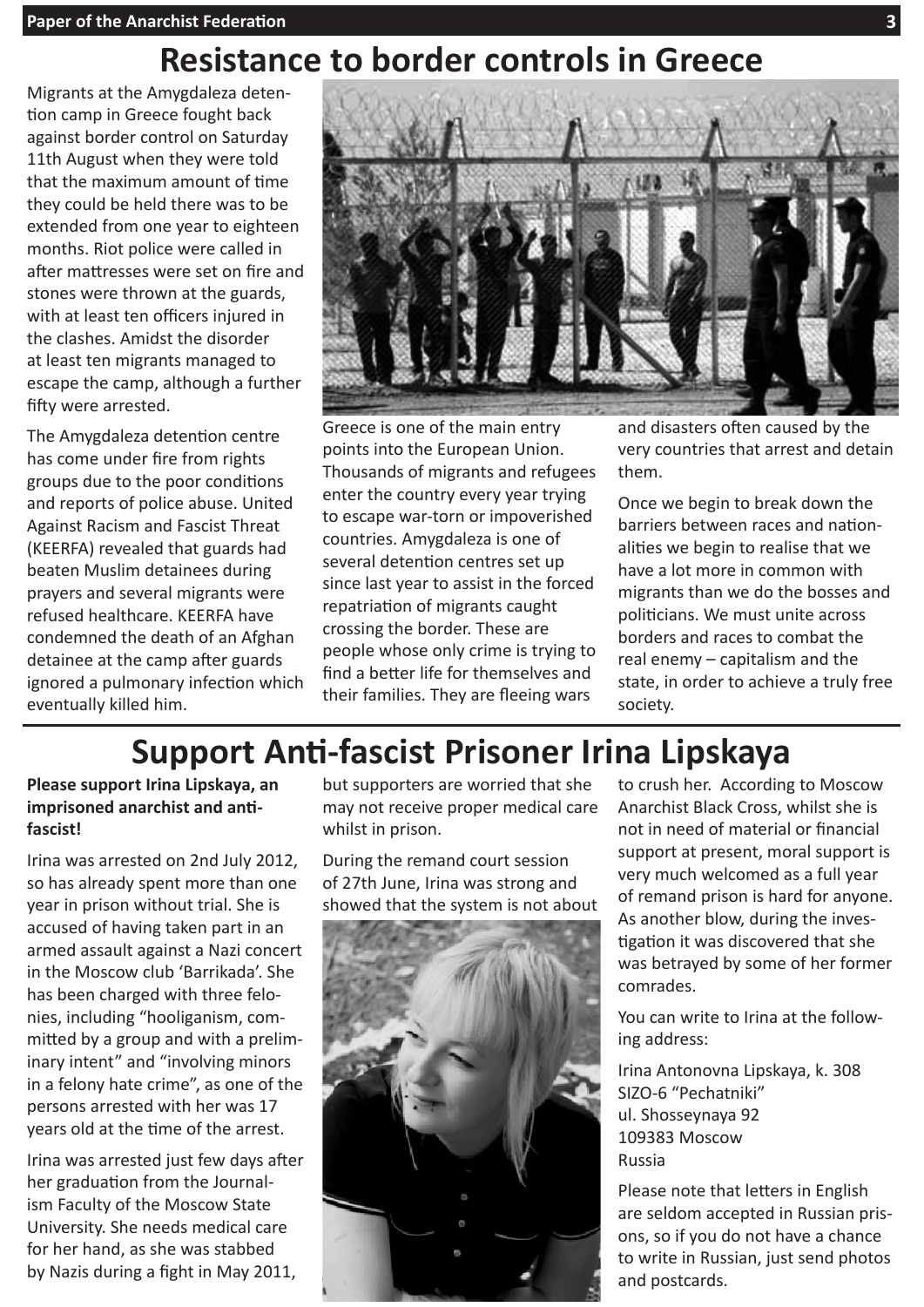# Resistance to border controls in Greece

Migrants at the Amygdaleza detention camp in Greece fought back against border control on Saturday 11th August when they were told that the maximum amount of time they could be held there was to be extended from one year to eighteen months. Riot police were called in after mattresses were set on fire and stones were thrown at the guards, with at least ten officers injured in the clashes. Amidst the disorder at least ten migrants managed to escape the camp, although a further fifty were arrested.

The Amygdaleza detention centre has come under fire from rights groups due to the poor conditions and reports of police abuse. United Against Racism and Fascist Threat (KEERFA) revealed that guards had beaten Muslim detainees during prayers and several migrants were refused healthcare. KEERFA have condemned the death of an Afghan detainee at the camp after guards ignored a pulmonary infection which eventually killed him.

Greece is one of the main entry points into the European Union. Thousands of migrants and refugees enter the country every year trying to escape war-torn or impoverished countries. Amygdaleza is one of several detention centres set up since last year to assist in the forced repatriation of migrants caught crossing the border. These are people whose only crime is trying to find a better life for themselves and their families. They are fleeing wars and disasters often caused by the very countries that arrest and detain them.

Once we begin to break down the barriers between races and nationalities we begin to realise that we have a lot more in common with migrants than we do the bosses and politicians. We must unite across borders and races to combat the real enemy – capitalism and the state, in order to achieve a truly free society.

# Support Anti-fascist Prisoner Irina Lipskaya

**Please support Irina Lipskaya, an imprisoned anarchist and anti-fascist!**

Irina was arrested on 2nd July 2012, so has already spent more than one year in prison without trial. She is accused of having taken part in an armed assault against a Nazi concert in the Moscow club 'Barrikada'. She has been charged with three felonies, including "hooliganism, committed by a group and with a preliminary intent" and "involving minors in a felony hate crime", as one of the persons arrested with her was 17 years old at the time of the arrest.

Irina was arrested just few days after her graduation from the Journalism Faculty of the Moscow State University. She needs medical care for her hand, as she was stabbed by Nazis during a fight in May 2011, but supporters are worried that she may not receive proper medical care whilst in prison.

During the remand court session of 27th June, Irina was strong and showed that the system is not about to crush her. According to Moscow Anarchist Black Cross, whilst she is not in need of material or financial support at present, moral support is very much welcomed as a full year of remand prison is hard for anyone. As another blow, during the investigation it was discovered that she was betrayed by some of her former comrades.

You can write to Irina at the following address:

Irina Antonovna Lipskaya, k. 308
SIZO-6 "Pechatniki"
ul. Shosseynaya 92
109383 Moscow
Russia

Please note that letters in English are seldom accepted in Russian prisons, so if you do not have a chance to write in Russian, just send photos and postcards.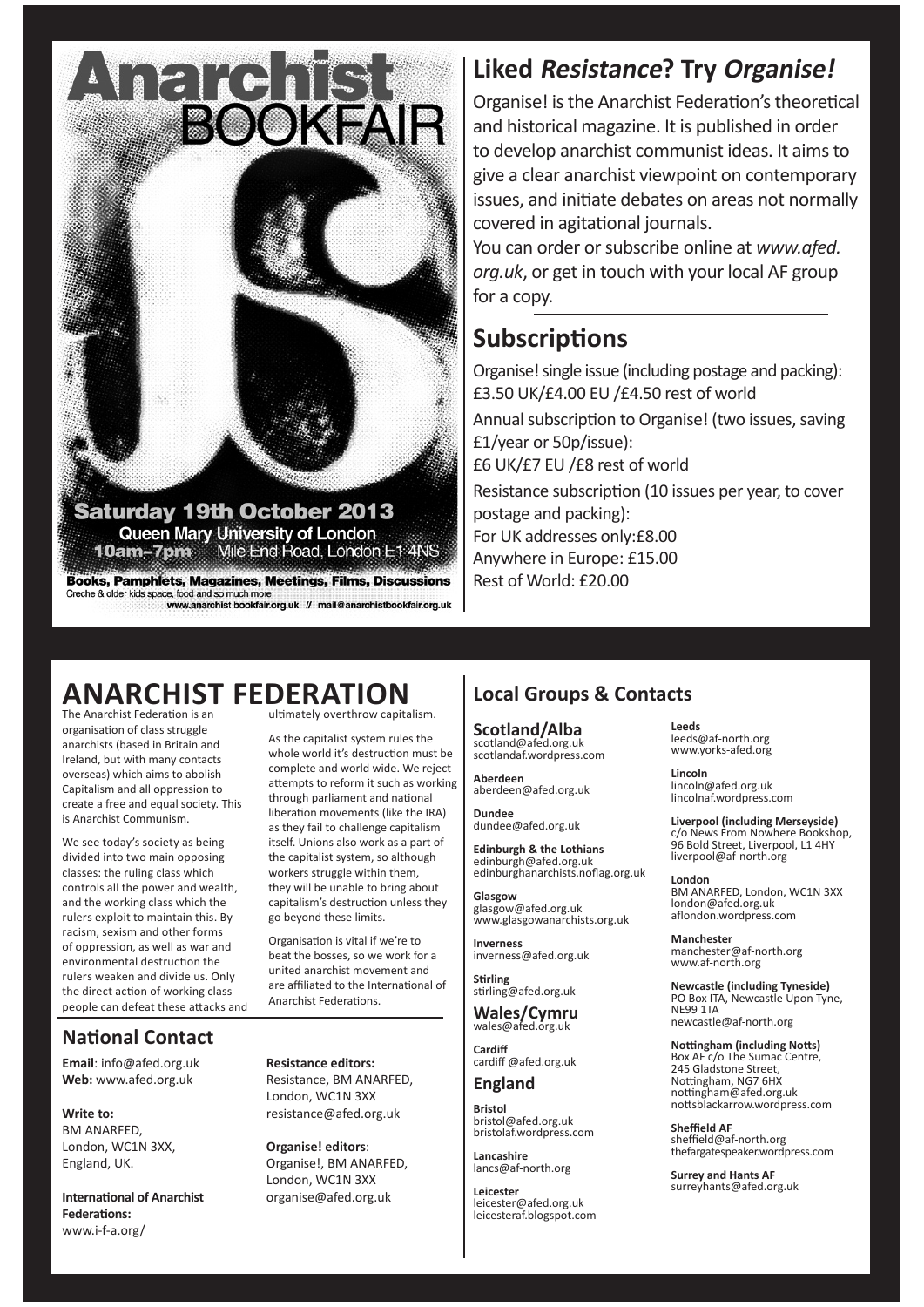# Anarchist BOOKFAIR

**Saturday 19th October 2013**
**Queen Mary University of London**
**10am–7pm** Mile End Road, London E1 4NS

**Books, Pamphlets, Magazines, Meetings, Films, Discussions**
Creche & older kids space, food and so much more
www.anarchist bookfair.org.uk // mail@anarchistbookfair.org.uk

## Liked *Resistance*? Try *Organise!*

Organise! is the Anarchist Federation's theoretical and historical magazine. It is published in order to develop anarchist communist ideas. It aims to give a clear anarchist viewpoint on contemporary issues, and initiate debates on areas not normally covered in agitational journals.

You can order or subscribe online at *www.afed.org.uk*, or get in touch with your local AF group for a copy.

## Subscriptions

Organise! single issue (including postage and packing): £3.50 UK/£4.00 EU /£4.50 rest of world

Annual subscription to Organise! (two issues, saving £1/year or 50p/issue):
£6 UK/£7 EU /£8 rest of world

Resistance subscription (10 issues per year, to cover postage and packing):
For UK addresses only:£8.00
Anywhere in Europe: £15.00
Rest of World: £20.00

# ANARCHIST FEDERATION

The Anarchist Federation is an organisation of class struggle anarchists (based in Britain and Ireland, but with many contacts overseas) which aims to abolish Capitalism and all oppression to create a free and equal society. This is Anarchist Communism.

We see today's society as being divided into two main opposing classes: the ruling class which controls all the power and wealth, and the working class which the rulers exploit to maintain this. By racism, sexism and other forms of oppression, as well as war and environmental destruction the rulers weaken and divide us. Only the direct action of working class people can defeat these attacks and ultimately overthrow capitalism.

As the capitalist system rules the whole world it's destruction must be complete and world wide. We reject attempts to reform it such as working through parliament and national liberation movements (like the IRA) as they fail to challenge capitalism itself. Unions also work as a part of the capitalist system, so although workers struggle within them, they will be unable to bring about capitalism's destruction unless they go beyond these limits.

Organisation is vital if we're to beat the bosses, so we work for a united anarchist movement and are affiliated to the International of Anarchist Federations.

## National Contact

**Email**: info@afed.org.uk
**Web:** www.afed.org.uk

**Write to:**
BM ANARFED,
London, WC1N 3XX,
England, UK.

**International of Anarchist Federations:**
www.i-f-a.org/

**Resistance editors:**
Resistance, BM ANARFED,
London, WC1N 3XX
resistance@afed.org.uk

**Organise! editors**:
Organise!, BM ANARFED,
London, WC1N 3XX
organise@afed.org.uk

## Local Groups & Contacts

### Scotland/Alba
scotland@afed.org.uk
scotlandaf.wordpress.com

**Aberdeen**
aberdeen@afed.org.uk

**Dundee**
dundee@afed.org.uk

**Edinburgh & the Lothians**
edinburgh@afed.org.uk
edinburghanarchists.noflag.org.uk

**Glasgow**
glasgow@afed.org.uk
www.glasgowanarchists.org.uk

**Inverness**
inverness@afed.org.uk

**Stirling**
stirling@afed.org.uk

### Wales/Cymru
wales@afed.org.uk

**Cardiff**
cardiff @afed.org.uk

### England

**Bristol**
bristol@afed.org.uk
bristolaf.wordpress.com

**Lancashire**
lancs@af-north.org

**Leicester**
leicester@afed.org.uk
leicesteraf.blogspot.com

**Leeds**
leeds@af-north.org
www.yorks-afed.org

**Lincoln**
lincoln@afed.org.uk
lincolnaf.wordpress.com

**Liverpool (including Merseyside)**
c/o News From Nowhere Bookshop,
96 Bold Street, Liverpool, L1 4HY
liverpool@af-north.org

**London**
BM ANARFED, London, WC1N 3XX
london@afed.org.uk
aflondon.wordpress.com

**Manchester**
manchester@af-north.org
www.af-north.org

**Newcastle (including Tyneside)**
PO Box ITA, Newcastle Upon Tyne,
NE99 1TA
newcastle@af-north.org

**Nottingham (including Notts)**
Box AF c/o The Sumac Centre,
245 Gladstone Street,
Nottingham, NG7 6HX
nottingham@afed.org.uk
nottsblackarrow.wordpress.com

**Sheffield AF**
sheffield@af-north.org
thefargatespeaker.wordpress.com

**Surrey and Hants AF**
surreyhants@afed.org.uk